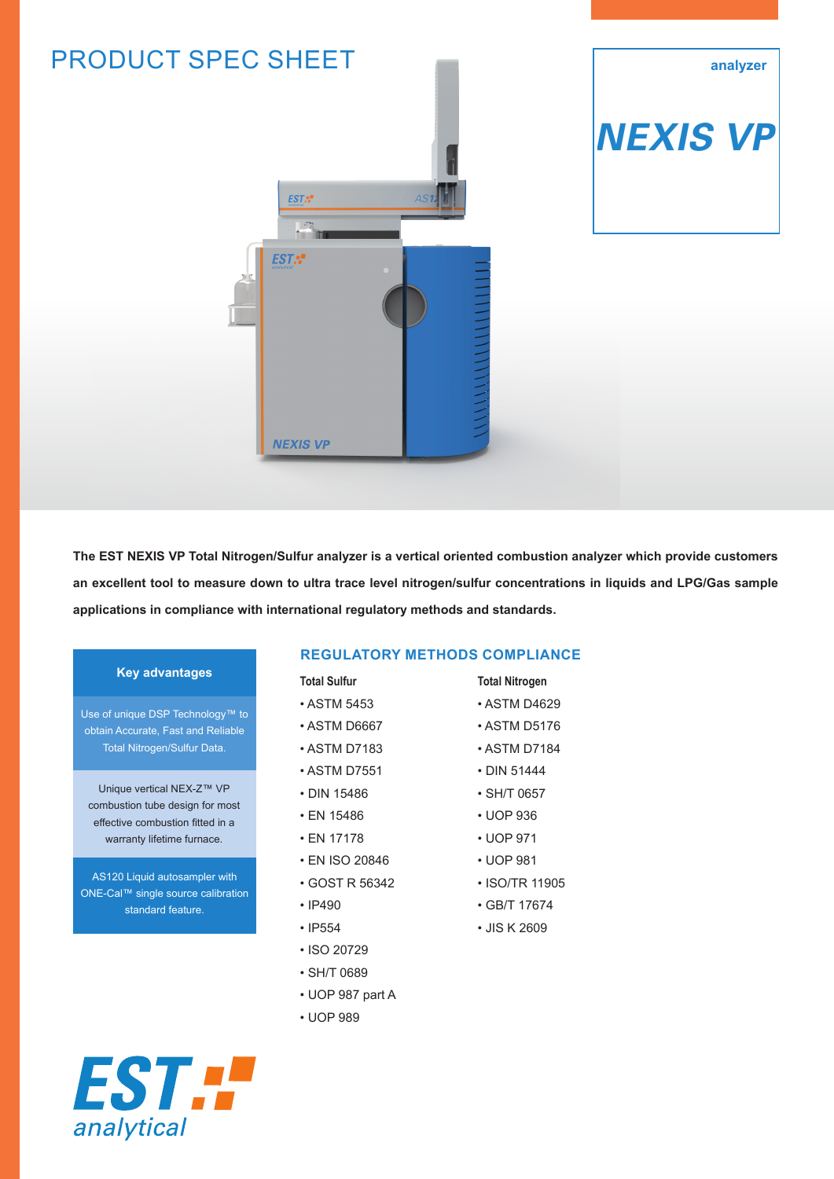# PRODUCT SPEC SHEET

analyzer

# NEXIS VP

**The EST NEXIS VP Total Nitrogen/Sulfur analyzer is a vertical oriented combustion analyzer which provide customers an excellent tool to measure down to ultra trace level nitrogen/sulfur concentrations in liquids and LPG/Gas sample applications in compliance with international regulatory methods and standards.**

## Key advantages

Use of unique DSP Technology™ to obtain Accurate, Fast and Reliable Total Nitrogen/Sulfur Data.

Unique vertical NEX-Z™ VP combustion tube design for most effective combustion fitted in a warranty lifetime furnace.

AS120 Liquid autosampler with ONE-Cal™ single source calibration standard feature.

## REGULATORY METHODS COMPLIANCE

**Total Sulfur**

- ASTM 5453
- ASTM D6667
- ASTM D7183
- ASTM D7551
- DIN 15486
- EN 15486
- EN 17178
- EN ISO 20846
- GOST R 56342
- IP490
- IP554
- ISO 20729
- SH/T 0689
- UOP 987 part A
- UOP 989

**Total Nitrogen**

- ASTM D4629
- ASTM D5176
- ASTM D7184
- DIN 51444
- SH/T 0657
- UOP 936
- UOP 971
- UOP 981
- ISO/TR 11905
- GB/T 17674
- JIS K 2609

EST analytical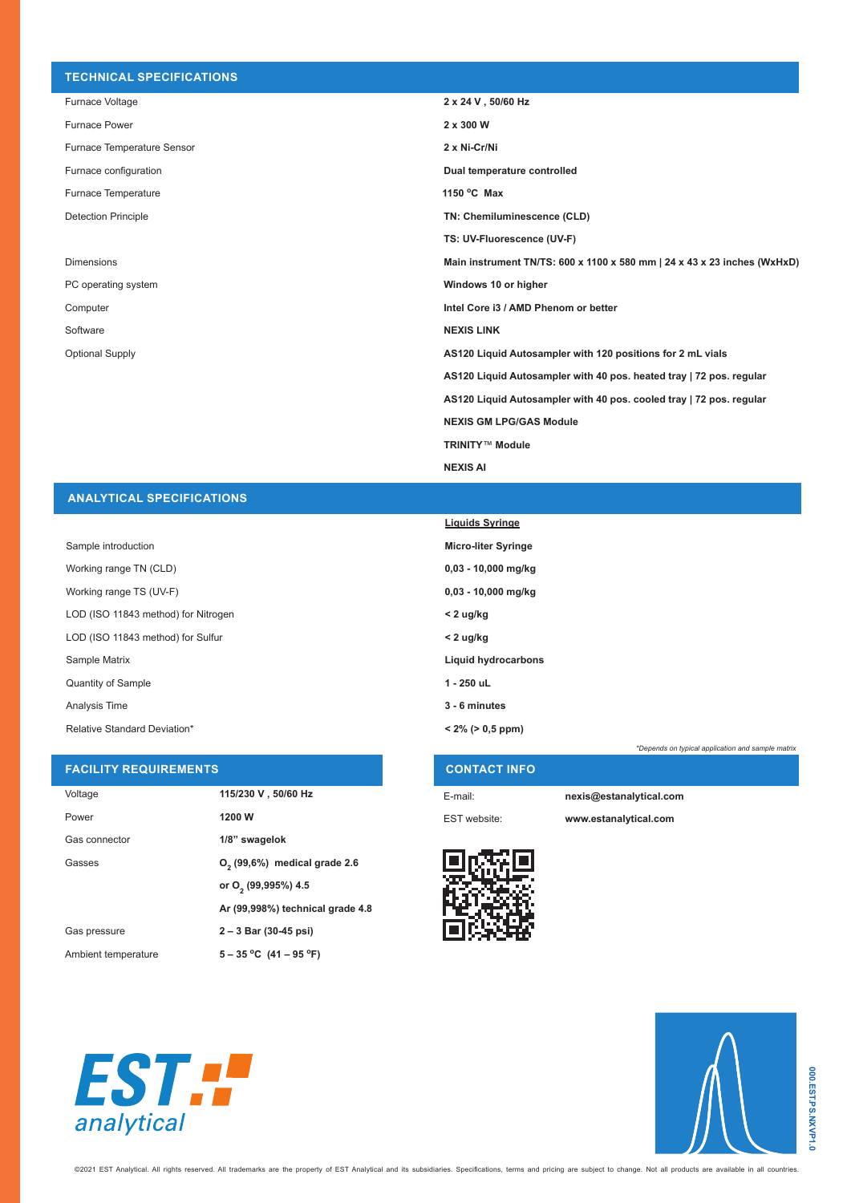## TECHNICAL SPECIFICATIONS

| | |
|---|---|
| Furnace Voltage | **2 x 24 V , 50/60 Hz** |
| Furnace Power | **2 x 300 W** |
| Furnace Temperature Sensor | **2 x Ni-Cr/Ni** |
| Furnace configuration | **Dual temperature controlled** |
| Furnace Temperature | **1150 °C Max** |
| Detection Principle | **TN: Chemiluminescence (CLD)** |
| | **TS: UV-Fluorescence (UV-F)** |
| Dimensions | **Main instrument TN/TS: 600 x 1100 x 580 mm \| 24 x 43 x 23 inches (WxHxD)** |
| PC operating system | **Windows 10 or higher** |
| Computer | **Intel Core i3 / AMD Phenom or better** |
| Software | **NEXIS LINK** |
| Optional Supply | **AS120 Liquid Autosampler with 120 positions for 2 mL vials** |
| | **AS120 Liquid Autosampler with 40 pos. heated tray \| 72 pos. regular** |
| | **AS120 Liquid Autosampler with 40 pos. cooled tray \| 72 pos. regular** |
| | **NEXIS GM LPG/GAS Module** |
| | **TRINITY™ Module** |
| | **NEXIS AI** |

## ANALYTICAL SPECIFICATIONS

| | |
|---|---|
| | **Liquids Syringe** |
| Sample introduction | **Micro-liter Syringe** |
| Working range TN (CLD) | **0,03 - 10,000 mg/kg** |
| Working range TS (UV-F) | **0,03 - 10,000 mg/kg** |
| LOD (ISO 11843 method) for Nitrogen | **< 2 ug/kg** |
| LOD (ISO 11843 method) for Sulfur | **< 2 ug/kg** |
| Sample Matrix | **Liquid hydrocarbons** |
| Quantity of Sample | **1 - 250 uL** |
| Analysis Time | **3 - 6 minutes** |
| Relative Standard Deviation* | **< 2% (> 0,5 ppm)** |

*Depends on typical application and sample matrix

## FACILITY REQUIREMENTS

| | |
|---|---|
| Voltage | **115/230 V , 50/60 Hz** |
| Power | **1200 W** |
| Gas connector | **1/8" swagelok** |
| Gasses | **$O_2$ (99,6%) medical grade 2.6** |
| | **or $O_2$ (99,995%) 4.5** |
| | **Ar (99,998%) technical grade 4.8** |
| Gas pressure | **2 – 3 Bar (30-45 psi)** |
| Ambient temperature | **5 – 35 °C (41 – 95 °F)** |

## CONTACT INFO

| | |
|---|---|
| E-mail: | **nexis@estanalytical.com** |
| EST website: | **www.estanalytical.com** |

EST analytical

000.EST.PS.NXVP1.0

©2021 EST Analytical. All rights reserved. All trademarks are the property of EST Analytical and its subsidiaries. Specifications, terms and pricing are subject to change. Not all products are available in all countries.